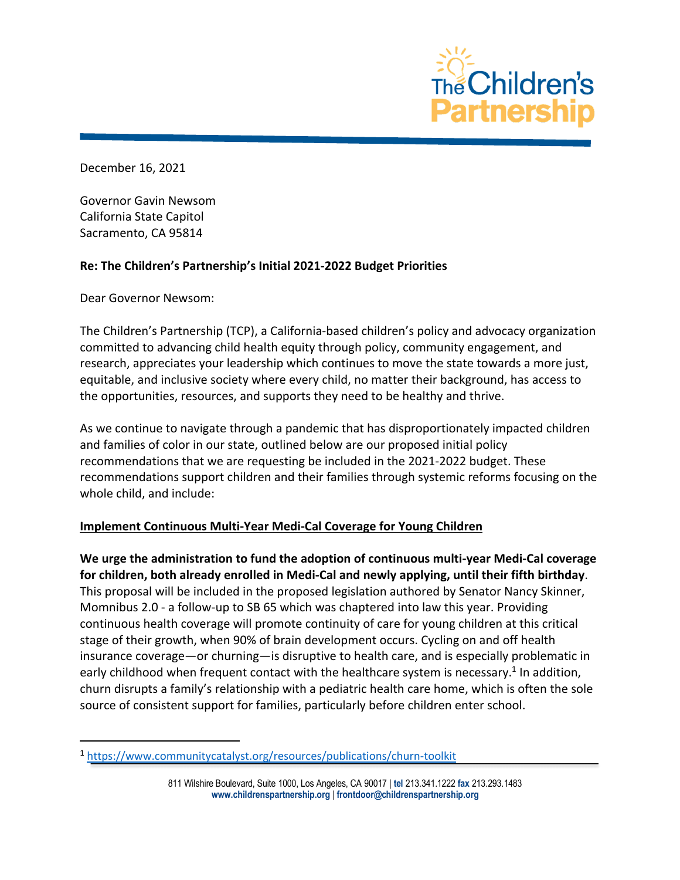December 16, 2021

Governor Gavin Newsom
California State Capitol
Sacramento, CA 95814

**Re: The Children's Partnership's Initial 2021-2022 Budget Priorities**

Dear Governor Newsom:

The Children's Partnership (TCP), a California-based children's policy and advocacy organization committed to advancing child health equity through policy, community engagement, and research, appreciates your leadership which continues to move the state towards a more just, equitable, and inclusive society where every child, no matter their background, has access to the opportunities, resources, and supports they need to be healthy and thrive.

As we continue to navigate through a pandemic that has disproportionately impacted children and families of color in our state, outlined below are our proposed initial policy recommendations that we are requesting be included in the 2021-2022 budget. These recommendations support children and their families through systemic reforms focusing on the whole child, and include:

**Implement Continuous Multi-Year Medi-Cal Coverage for Young Children**

**We urge the administration to fund the adoption of continuous multi-year Medi-Cal coverage for children, both already enrolled in Medi-Cal and newly applying, until their fifth birthday**. This proposal will be included in the proposed legislation authored by Senator Nancy Skinner, Momnibus 2.0 - a follow-up to SB 65 which was chaptered into law this year. Providing continuous health coverage will promote continuity of care for young children at this critical stage of their growth, when 90% of brain development occurs. Cycling on and off health insurance coverage—or churning—is disruptive to health care, and is especially problematic in early childhood when frequent contact with the healthcare system is necessary.[1] In addition, churn disrupts a family's relationship with a pediatric health care home, which is often the sole source of consistent support for families, particularly before children enter school.

[1] https://www.communitycatalyst.org/resources/publications/churn-toolkit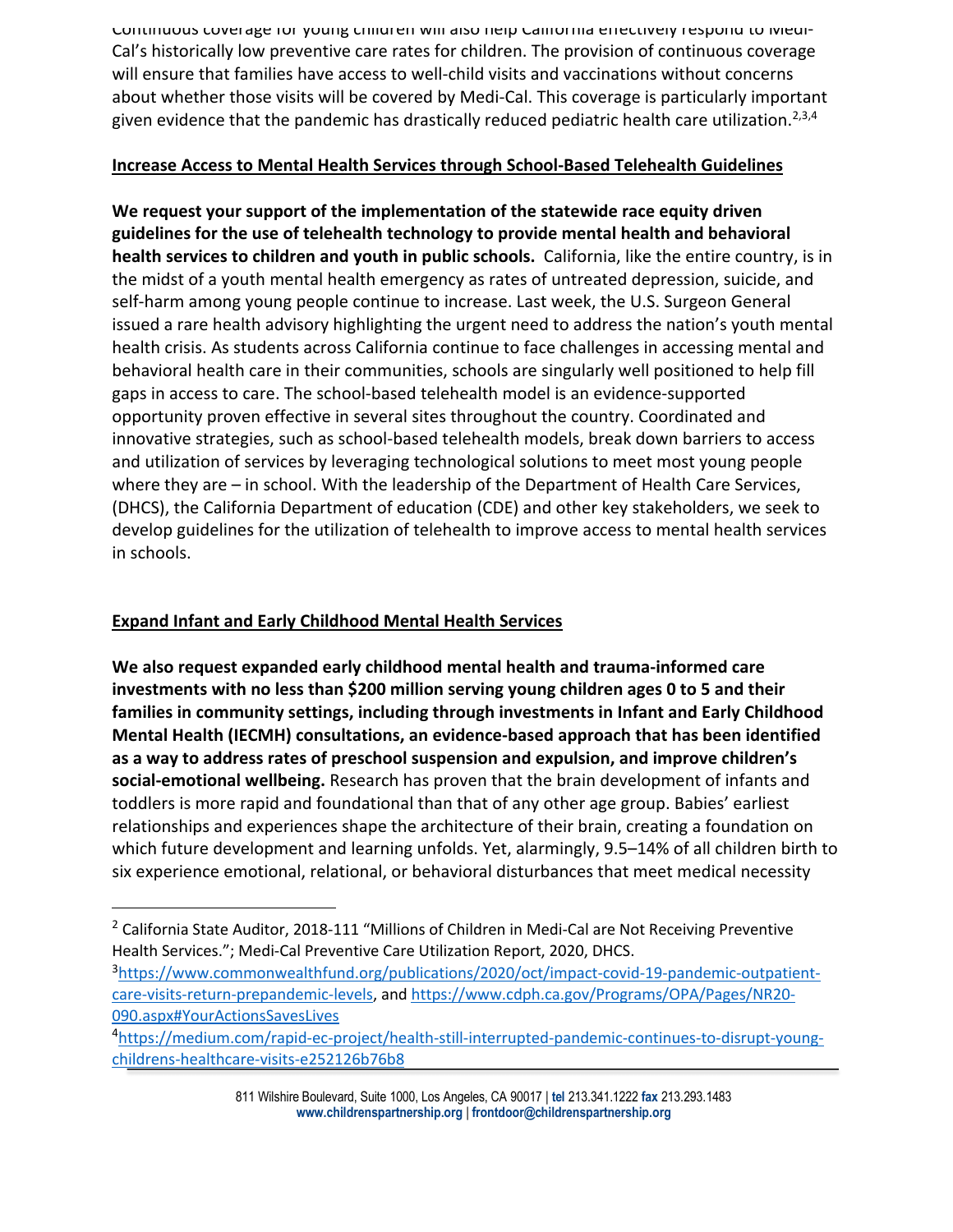Continuous coverage for young children will also help California effectively respond to Medi-Cal's historically low preventive care rates for children. The provision of continuous coverage will ensure that families have access to well-child visits and vaccinations without concerns about whether those visits will be covered by Medi-Cal. This coverage is particularly important given evidence that the pandemic has drastically reduced pediatric health care utilization.[2,3,4]

## Increase Access to Mental Health Services through School-Based Telehealth Guidelines

**We request your support of the implementation of the statewide race equity driven guidelines for the use of telehealth technology to provide mental health and behavioral health services to children and youth in public schools.** California, like the entire country, is in the midst of a youth mental health emergency as rates of untreated depression, suicide, and self-harm among young people continue to increase. Last week, the U.S. Surgeon General issued a rare health advisory highlighting the urgent need to address the nation's youth mental health crisis. As students across California continue to face challenges in accessing mental and behavioral health care in their communities, schools are singularly well positioned to help fill gaps in access to care. The school-based telehealth model is an evidence-supported opportunity proven effective in several sites throughout the country. Coordinated and innovative strategies, such as school-based telehealth models, break down barriers to access and utilization of services by leveraging technological solutions to meet most young people where they are – in school. With the leadership of the Department of Health Care Services, (DHCS), the California Department of education (CDE) and other key stakeholders, we seek to develop guidelines for the utilization of telehealth to improve access to mental health services in schools.

## Expand Infant and Early Childhood Mental Health Services

**We also request expanded early childhood mental health and trauma-informed care investments with no less than $200 million serving young children ages 0 to 5 and their families in community settings, including through investments in Infant and Early Childhood Mental Health (IECMH) consultations, an evidence-based approach that has been identified as a way to address rates of preschool suspension and expulsion, and improve children's social-emotional wellbeing.** Research has proven that the brain development of infants and toddlers is more rapid and foundational than that of any other age group. Babies' earliest relationships and experiences shape the architecture of their brain, creating a foundation on which future development and learning unfolds. Yet, alarmingly, 9.5–14% of all children birth to six experience emotional, relational, or behavioral disturbances that meet medical necessity

---

[2] California State Auditor, 2018-111 "Millions of Children in Medi-Cal are Not Receiving Preventive Health Services."; Medi-Cal Preventive Care Utilization Report, 2020, DHCS.

[3] https://www.commonwealthfund.org/publications/2020/oct/impact-covid-19-pandemic-outpatient-care-visits-return-prepandemic-levels, and https://www.cdph.ca.gov/Programs/OPA/Pages/NR20-090.aspx#YourActionsSavesLives

[4] https://medium.com/rapid-ec-project/health-still-interrupted-pandemic-continues-to-disrupt-young-childrens-healthcare-visits-e252126b76b8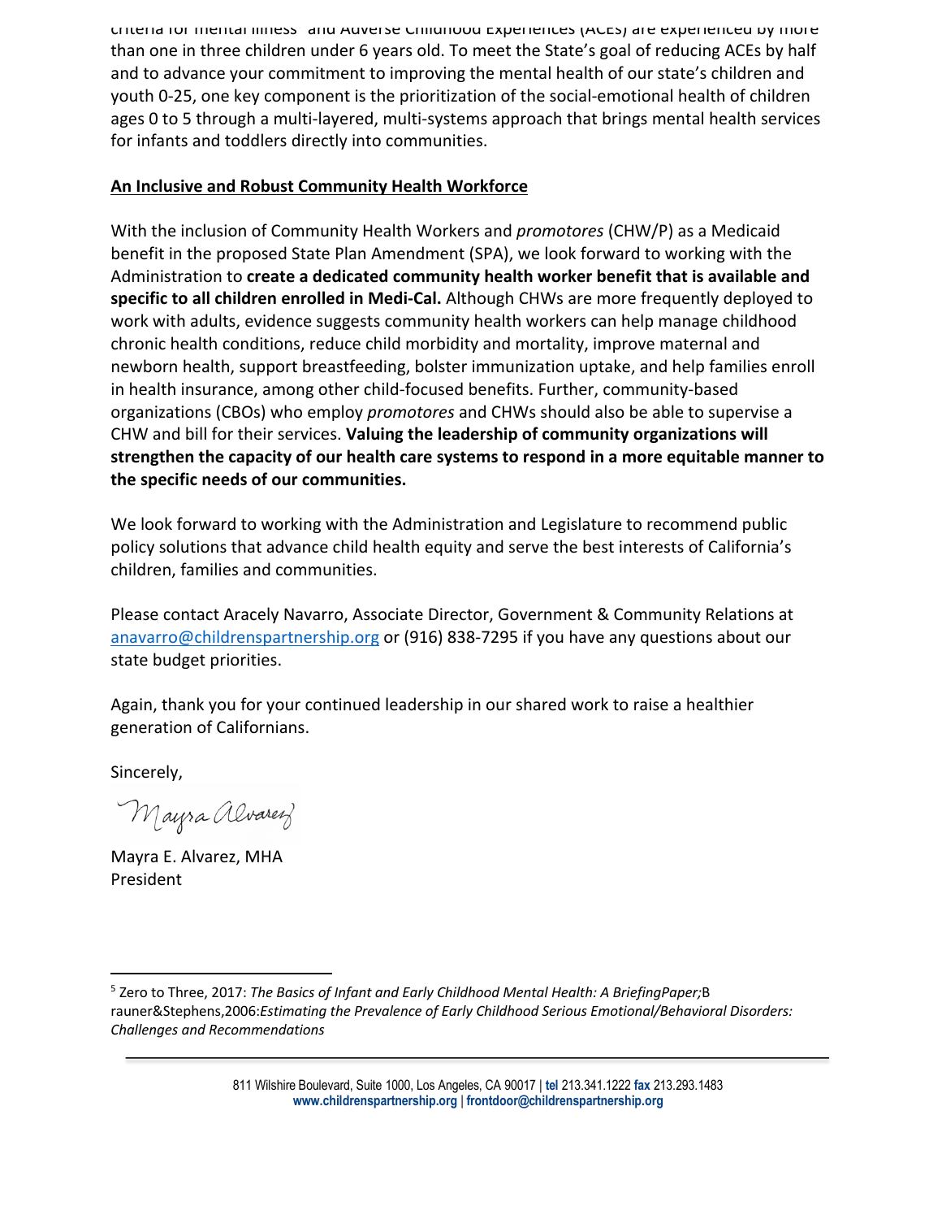criteria for mental illness[5] and Adverse Childhood Experiences (ACEs) are experienced by more than one in three children under 6 years old. To meet the State's goal of reducing ACEs by half and to advance your commitment to improving the mental health of our state's children and youth 0-25, one key component is the prioritization of the social-emotional health of children ages 0 to 5 through a multi-layered, multi-systems approach that brings mental health services for infants and toddlers directly into communities.

**An Inclusive and Robust Community Health Workforce**

With the inclusion of Community Health Workers and *promotores* (CHW/P) as a Medicaid benefit in the proposed State Plan Amendment (SPA), we look forward to working with the Administration to **create a dedicated community health worker benefit that is available and specific to all children enrolled in Medi-Cal.** Although CHWs are more frequently deployed to work with adults, evidence suggests community health workers can help manage childhood chronic health conditions, reduce child morbidity and mortality, improve maternal and newborn health, support breastfeeding, bolster immunization uptake, and help families enroll in health insurance, among other child-focused benefits. Further, community-based organizations (CBOs) who employ *promotores* and CHWs should also be able to supervise a CHW and bill for their services. **Valuing the leadership of community organizations will strengthen the capacity of our health care systems to respond in a more equitable manner to the specific needs of our communities.**

We look forward to working with the Administration and Legislature to recommend public policy solutions that advance child health equity and serve the best interests of California's children, families and communities.

Please contact Aracely Navarro, Associate Director, Government & Community Relations at anavarro@childrenspartnership.org or (916) 838-7295 if you have any questions about our state budget priorities.

Again, thank you for your continued leadership in our shared work to raise a healthier generation of Californians.

Sincerely,

Mayra Alvarez

Mayra E. Alvarez, MHA
President

---

[5] Zero to Three, 2017: *The Basics of Infant and Early Childhood Mental Health: A BriefingPaper;*B rauner&Stephens,2006:*Estimating the Prevalence of Early Childhood Serious Emotional/Behavioral Disorders: Challenges and Recommendations*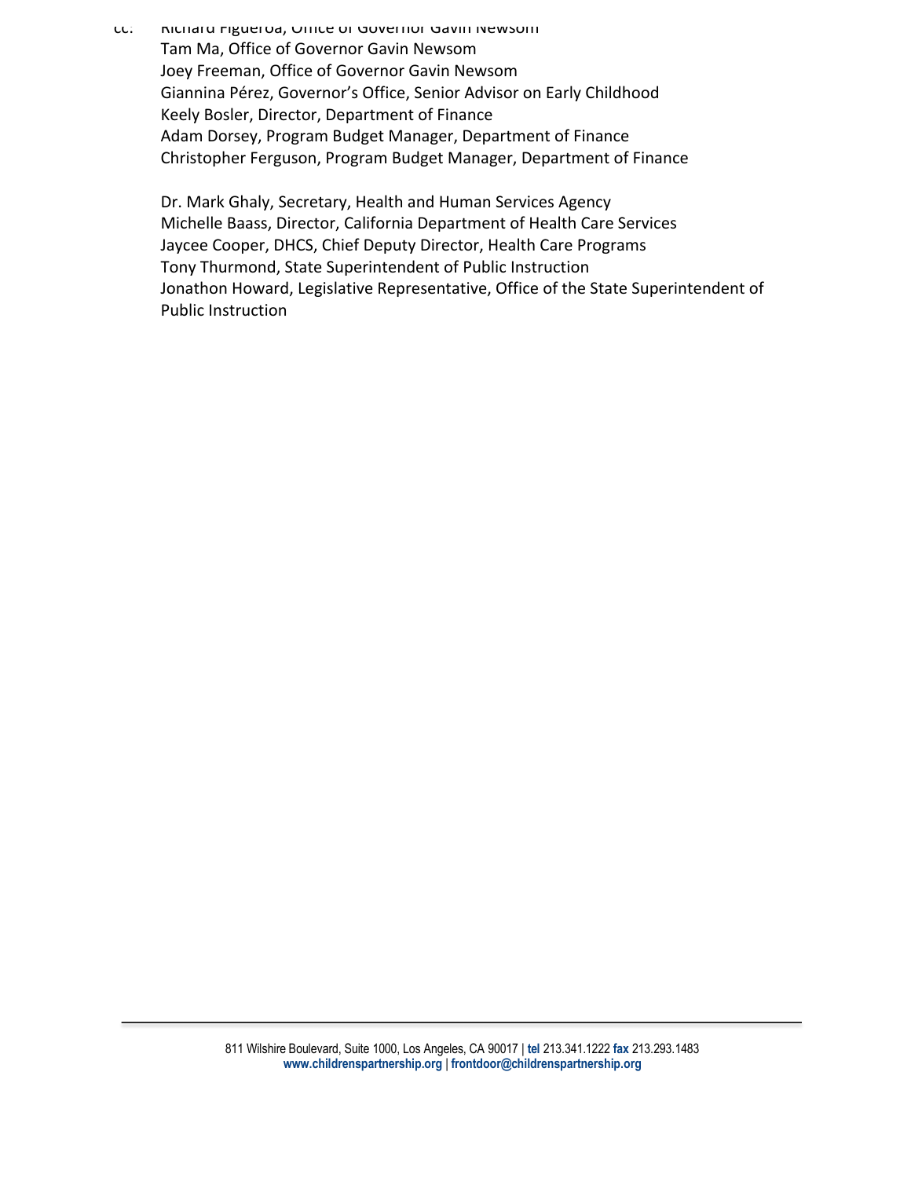cc: Richard Figueroa, Office of Governor Gavin Newsom
Tam Ma, Office of Governor Gavin Newsom
Joey Freeman, Office of Governor Gavin Newsom
Giannina Pérez, Governor's Office, Senior Advisor on Early Childhood
Keely Bosler, Director, Department of Finance
Adam Dorsey, Program Budget Manager, Department of Finance
Christopher Ferguson, Program Budget Manager, Department of Finance

Dr. Mark Ghaly, Secretary, Health and Human Services Agency
Michelle Baass, Director, California Department of Health Care Services
Jaycee Cooper, DHCS, Chief Deputy Director, Health Care Programs
Tony Thurmond, State Superintendent of Public Instruction
Jonathon Howard, Legislative Representative, Office of the State Superintendent of Public Instruction

811 Wilshire Boulevard, Suite 1000, Los Angeles, CA 90017 | **tel** 213.341.1222 **fax** 213.293.1483
**www.childrenspartnership.org** | **frontdoor@childrenspartnership.org**